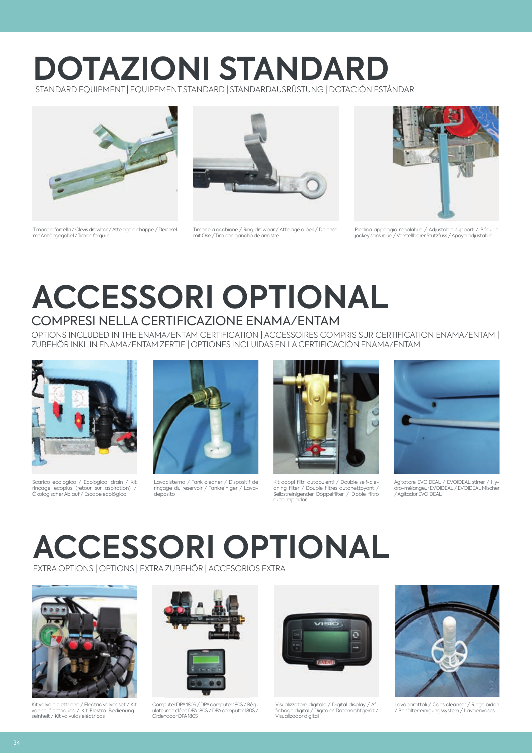# DOTAZIONI STANDARD

STANDARD EQUIPMENT | EQUIPEMENT STANDARD | STANDARDAUSRÜSTUNG | DOTACIÓN ESTÁNDAR

Timone a forcella / Clevis drawbar / Attelage a chappe / Deichsel mit Anhängegabel / Tiro de forquilla

Timone a occhione / Ring drawbar / Attelage a oeil / Deichsel mit Öse / Tiro con gancho de arrastre

Piedino appoggio regolabile / Adjustable support / Béquille jockey sans roue / Verstellbarer Stützfuss / Apoyo adjustable

# ACCESSORI OPTIONAL

## COMPRESI NELLA CERTIFICAZIONE ENAMA/ENTAM

OPTIONS INCLUDED IN THE ENAMA/ENTAM CERTIFICATION | ACCESSOIRES COMPRIS SUR CERTIFICATION ENAMA/ENTAM | ZUBEHÖR INKL.IN ENAMA/ENTAM ZERTIF. | OPTIONES INCLUIDAS EN LA CERTIFICACIÓN ENAMA/ENTAM

Scarico ecologico / Ecological drain / Kit rinçage ecoplus (retour sur aspiration) / Ökologischer Ablauf / Escape ecológico

Lavacisterna / Tank cleaner / Dispositif de rinçage du reservoir / Tankreiniger / Lava-depósito

Kit doppi filtri autopulenti / Double self-cleaning filter / Double filtres autonettoyant / Selbstreinigender Doppelfilter / Doble filtro autolimpiador

Agitatore EVOIDEAL / EVOIDEAL stirrer / Hydro-mélangeur EVOIDEAL / EVOIDEAL Mischer / Agitador EVOIDEAL

# ACCESSORI OPTIONAL

EXTRA OPTIONS | OPTIONS | EXTRA ZUBEHÖR | ACCESORIOS EXTRA

Kit valvole elettriche / Electric valves set / Kit vanne électriques / Kit Elektro-Bedienungseinheit / Kit válvulas eléctricas

Computer DPA 180S / DPA computer 180S / Régulateur de débit DPA 180S / DPA computer 180S / Ordenador DPA 180S

Visualizzatore digitale / Digital display / Affichage digital / Digitales Datensichtgerät / Visualizador digital

Lavabarattoli / Cans cleanser / Rinçe bidon / Behälterreinigungssystem / Lavaenvases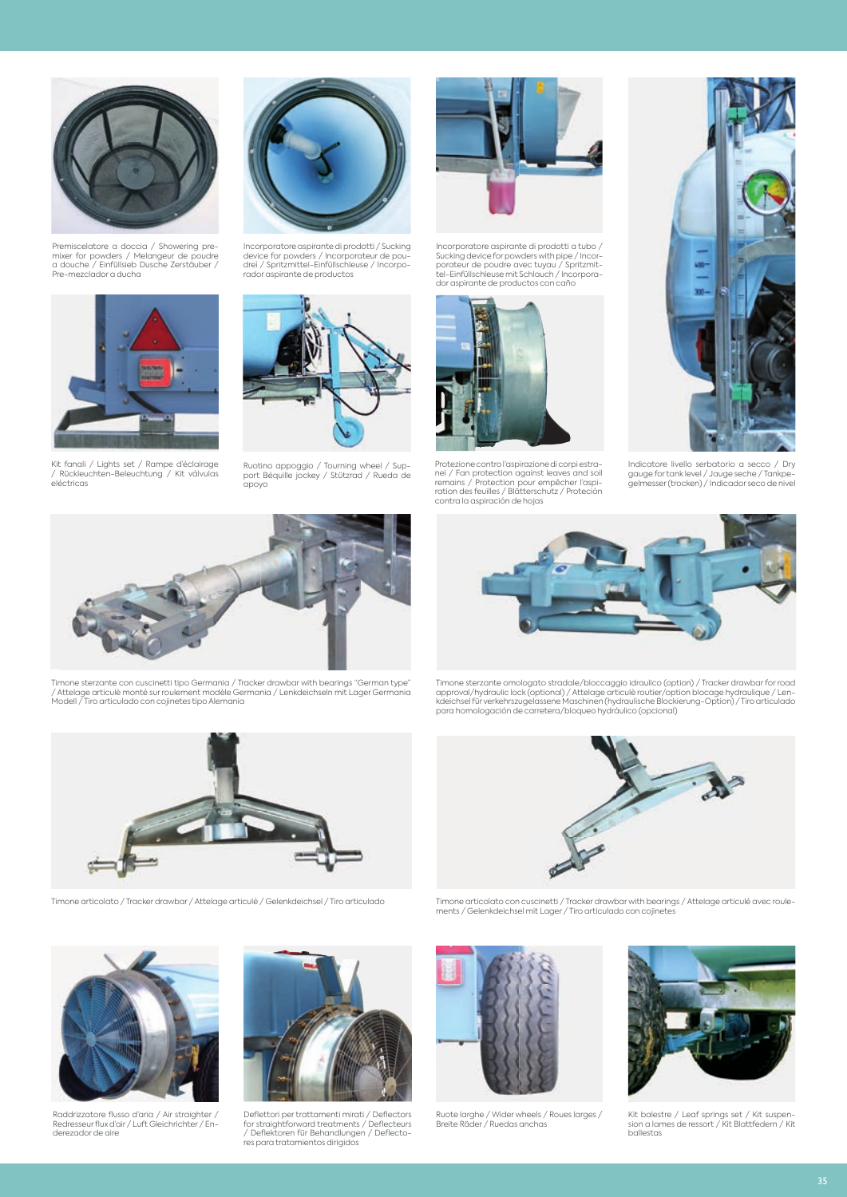Premiscelatore a doccia / Showering premixer for powders / Melangeur de poudre a douche / Einfüllsieb Dusche Zerstäuber / Pre-mezclador a ducha

Incorporatore aspirante di prodotti / Sucking device for powders / Incorporateur de poudrei / Spritzmittel-Einfüllschleuse / Incorporador aspirante de productos

Incorporatore aspirante di prodotti a tubo / Sucking device for powders with pipe / Incorporateur de poudre avec tuyau / Spritzmittel-Einfüllschleuse mit Schlauch / Incorporador aspirante de productos con caño

Kit fanali / Lights set / Rampe d'éclairage / Rückleuchten-Beleuchtung / Kit válvulas eléctricas

Ruotino appoggio / Tourning wheel / Support Béquille jockey / Stützrad / Rueda de apoyo

Protezione contro l'aspirazione di corpi estranei / Fan protection against leaves and soil remains / Protection pour empêcher l'aspiration des feuilles / Blätterschutz / Proteción contra la aspiración de hojas

Indicatore livello serbatorio a secco / Dry gauge for tank level / Jauge seche / Tankpegelmesser (trocken) / Indicador seco de nivel

Timone sterzante con cuscinetti tipo Germania / Tracker drawbar with bearings "German type" / Attelage articulé monté sur roulement modèle Germania / Lenkdeichseln mit Lager Germania Modell / Tiro articulado con cojinetes tipo Alemania

Timone sterzante omologato stradale/bloccaggio idraulico (option) / Tracker drawbar for road approval/hydraulic lock (optional) / Attelage articulé routier/option blocage hydraulique / Lenkdeichsel für verkehrszugelassene Maschinen (hydraulische Blockierung-Option) / Tiro articulado para homologación de carretera/bloqueo hydráulico (opcional)

Timone articolato / Tracker drawbar / Attelage articulé / Gelenkdeichsel / Tiro articulado

Timone articolato con cuscinetti / Tracker drawbar with bearings / Attelage articulé avec roulements / Gelenkdeichsel mit Lager / Tiro articulado con cojinetes

Raddrizzatore flusso d'aria / Air straighter / Redresseur flux d'air / Luft Gleichrichter / Enderezador de aire

Deflettori per trattamenti mirati / Deflectors for straightforward treatments / Deflecteurs / Deflektoren für Behandlungen / Deflectores para tratamientos dirigidos

Ruote larghe / Wider wheels / Roues larges / Breite Räder / Ruedas anchas

Kit balestre / Leaf springs set / Kit suspension a lames de ressort / Kit Blattfedern / Kit ballestas